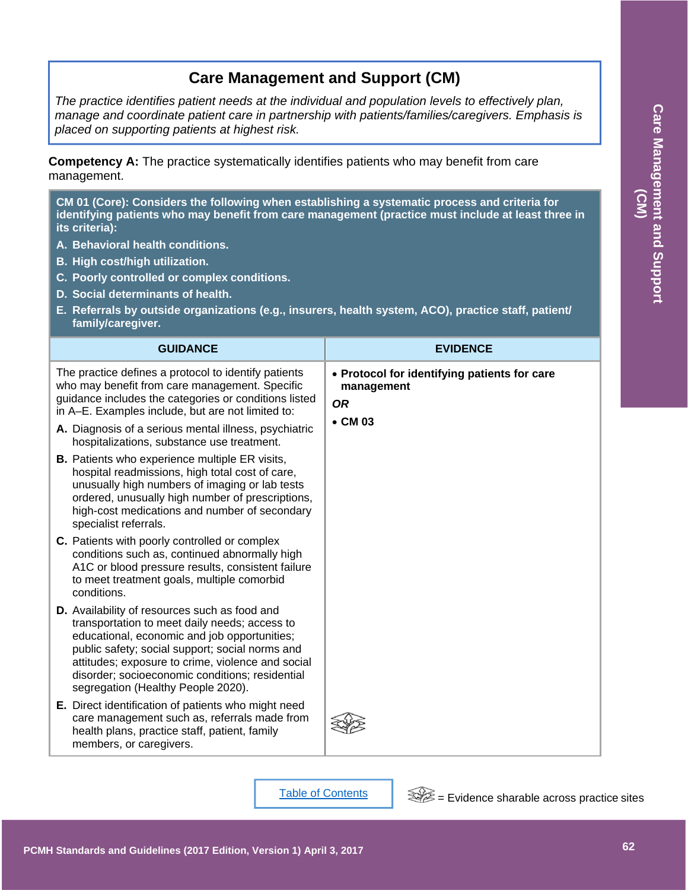# Care Management and Support (CM)

*The practice identifies patient needs at the individual and population levels to effectively plan, manage and coordinate patient care in partnership with patients/families/caregivers. Emphasis is placed on supporting patients at highest risk.*

**Competency A:** The practice systematically identifies patients who may benefit from care management.

**CM 01 (Core): Considers the following when establishing a systematic process and criteria for identifying patients who may benefit from care management (practice must include at least three in its criteria):**

**A. Behavioral health conditions.**
**B. High cost/high utilization.**
**C. Poorly controlled or complex conditions.**
**D. Social determinants of health.**
**E. Referrals by outside organizations (e.g., insurers, health system, ACO), practice staff, patient/family/caregiver.**

| GUIDANCE | EVIDENCE |
|---|---|
| The practice defines a protocol to identify patients who may benefit from care management. Specific guidance includes the categories or conditions listed in A–E. Examples include, but are not limited to:<br>**A.** Diagnosis of a serious mental illness, psychiatric hospitalizations, substance use treatment.<br>**B.** Patients who experience multiple ER visits, hospital readmissions, high total cost of care, unusually high numbers of imaging or lab tests ordered, unusually high number of prescriptions, high-cost medications and number of secondary specialist referrals.<br>**C.** Patients with poorly controlled or complex conditions such as, continued abnormally high A1C or blood pressure results, consistent failure to meet treatment goals, multiple comorbid conditions.<br>**D.** Availability of resources such as food and transportation to meet daily needs; access to educational, economic and job opportunities; public safety; social support; social norms and attitudes; exposure to crime, violence and social disorder; socioeconomic conditions; residential segregation (Healthy People 2020).<br>**E.** Direct identification of patients who might need care management such as, referrals made from health plans, practice staff, patient, family members, or caregivers. | • **Protocol for identifying patients for care management**<br>***OR***<br>• **CM 03** |

Table of Contents

= Evidence sharable across practice sites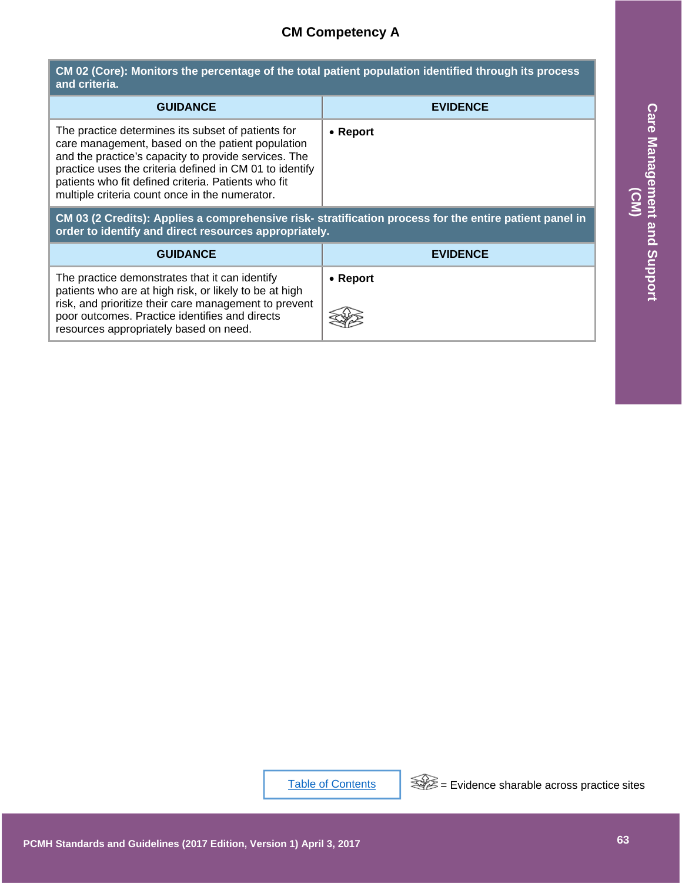# CM Competency A

| CM 02 (Core): Monitors the percentage of the total patient population identified through its process and criteria. | |
|---|---|
| **GUIDANCE** | **EVIDENCE** |
| The practice determines its subset of patients for care management, based on the patient population and the practice's capacity to provide services. The practice uses the criteria defined in CM 01 to identify patients who fit defined criteria. Patients who fit multiple criteria count once in the numerator. | • **Report** |

| CM 03 (2 Credits): Applies a comprehensive risk- stratification process for the entire patient panel in order to identify and direct resources appropriately. | |
|---|---|
| **GUIDANCE** | **EVIDENCE** |
| The practice demonstrates that it can identify patients who are at high risk, or likely to be at high risk, and prioritize their care management to prevent poor outcomes. Practice identifies and directs resources appropriately based on need. | • **Report** |

Table of Contents

= Evidence sharable across practice sites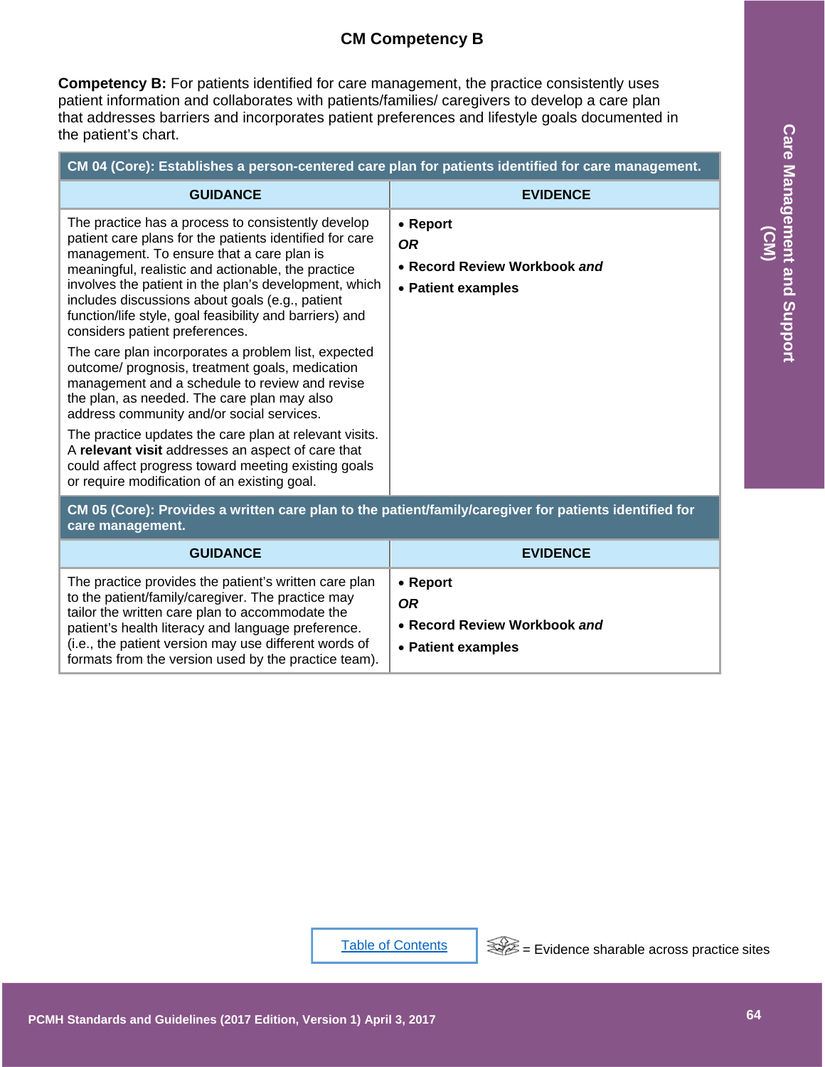## CM Competency B

**Competency B:** For patients identified for care management, the practice consistently uses patient information and collaborates with patients/families/ caregivers to develop a care plan that addresses barriers and incorporates patient preferences and lifestyle goals documented in the patient's chart.

| **CM 04 (Core): Establishes a person-centered care plan for patients identified for care management.** | |
|---|---|
| **GUIDANCE** | **EVIDENCE** |
| The practice has a process to consistently develop patient care plans for the patients identified for care management. To ensure that a care plan is meaningful, realistic and actionable, the practice involves the patient in the plan's development, which includes discussions about goals (e.g., patient function/life style, goal feasibility and barriers) and considers patient preferences.<br><br>The care plan incorporates a problem list, expected outcome/ prognosis, treatment goals, medication management and a schedule to review and revise the plan, as needed. The care plan may also address community and/or social services.<br><br>The practice updates the care plan at relevant visits. A **relevant visit** addresses an aspect of care that could affect progress toward meeting existing goals or require modification of an existing goal. | • **Report**<br>***OR***<br>• **Record Review Workbook *and***<br>• **Patient examples** |

| **CM 05 (Core): Provides a written care plan to the patient/family/caregiver for patients identified for care management.** | |
|---|---|
| **GUIDANCE** | **EVIDENCE** |
| The practice provides the patient's written care plan to the patient/family/caregiver. The practice may tailor the written care plan to accommodate the patient's health literacy and language preference. (i.e., the patient version may use different words of formats from the version used by the practice team). | • **Report**<br>***OR***<br>• **Record Review Workbook *and***<br>• **Patient examples** |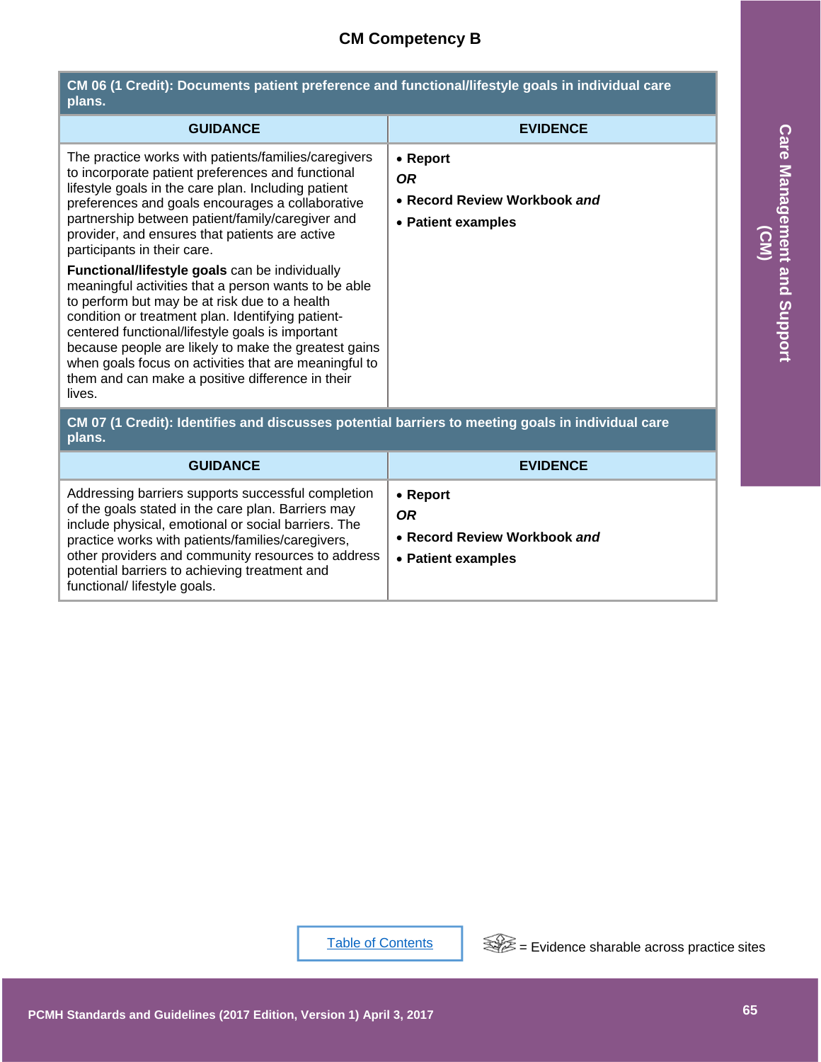## CM Competency B

| CM 06 (1 Credit): Documents patient preference and functional/lifestyle goals in individual care plans. | |
|---|---|
| **GUIDANCE** | **EVIDENCE** |
| The practice works with patients/families/caregivers to incorporate patient preferences and functional lifestyle goals in the care plan. Including patient preferences and goals encourages a collaborative partnership between patient/family/caregiver and provider, and ensures that patients are active participants in their care.<br><br>**Functional/lifestyle goals** can be individually meaningful activities that a person wants to be able to perform but may be at risk due to a health condition or treatment plan. Identifying patient-centered functional/lifestyle goals is important because people are likely to make the greatest gains when goals focus on activities that are meaningful to them and can make a positive difference in their lives. | • **Report**<br>***OR***<br>• **Record Review Workbook *and***<br>• **Patient examples** |

| CM 07 (1 Credit): Identifies and discusses potential barriers to meeting goals in individual care plans. | |
|---|---|
| **GUIDANCE** | **EVIDENCE** |
| Addressing barriers supports successful completion of the goals stated in the care plan. Barriers may include physical, emotional or social barriers. The practice works with patients/families/caregivers, other providers and community resources to address potential barriers to achieving treatment and functional/ lifestyle goals. | • **Report**<br>***OR***<br>• **Record Review Workbook *and***<br>• **Patient examples** |

Table of Contents

= Evidence sharable across practice sites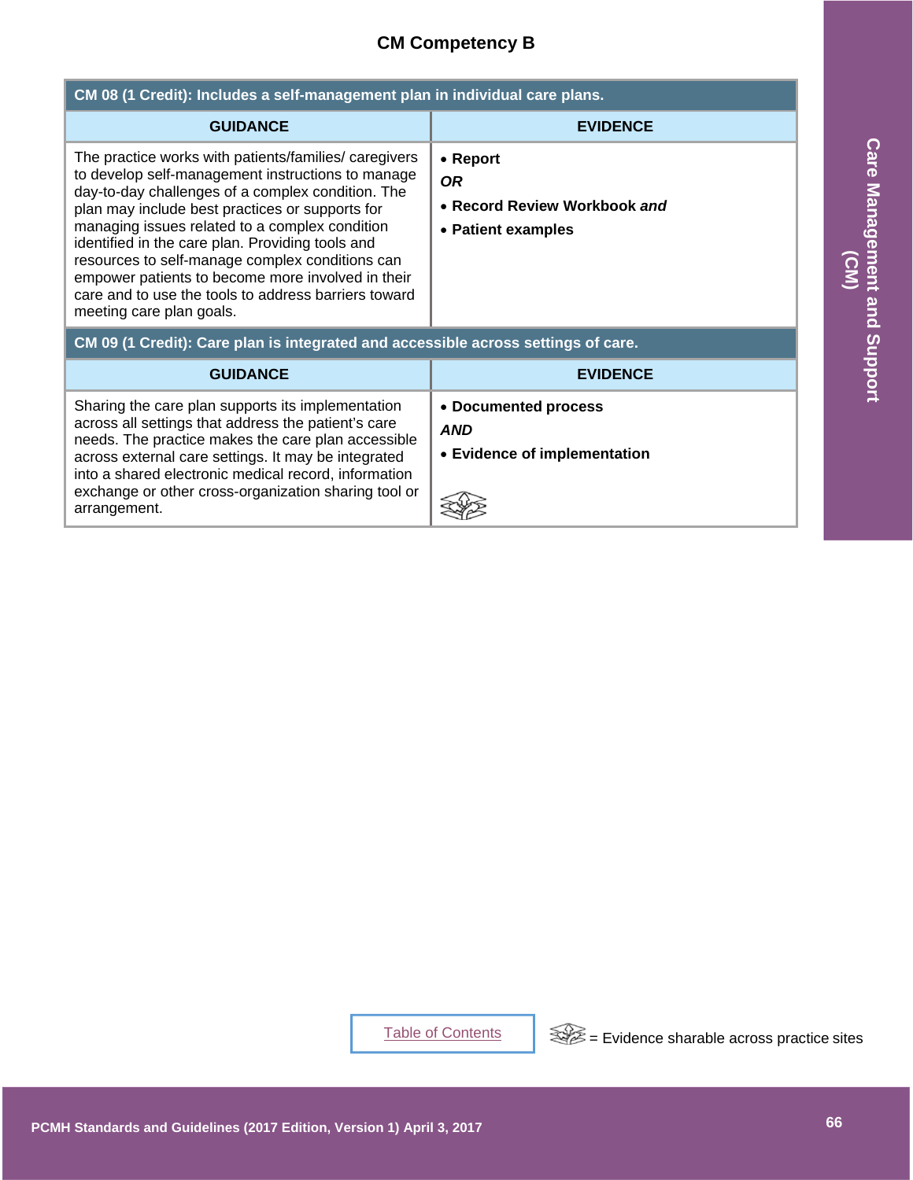## CM Competency B

| CM 08 (1 Credit): Includes a self-management plan in individual care plans. | |
|---|---|
| **GUIDANCE** | **EVIDENCE** |
| The practice works with patients/families/ caregivers to develop self-management instructions to manage day-to-day challenges of a complex condition. The plan may include best practices or supports for managing issues related to a complex condition identified in the care plan. Providing tools and resources to self-manage complex conditions can empower patients to become more involved in their care and to use the tools to address barriers toward meeting care plan goals. | • **Report** <br> ***OR*** <br> • **Record Review Workbook *and*** <br> • **Patient examples** |

| CM 09 (1 Credit): Care plan is integrated and accessible across settings of care. | |
|---|---|
| **GUIDANCE** | **EVIDENCE** |
| Sharing the care plan supports its implementation across all settings that address the patient's care needs. The practice makes the care plan accessible across external care settings. It may be integrated into a shared electronic medical record, information exchange or other cross-organization sharing tool or arrangement. | • **Documented process** <br> ***AND*** <br> • **Evidence of implementation** |

Table of Contents

= Evidence sharable across practice sites